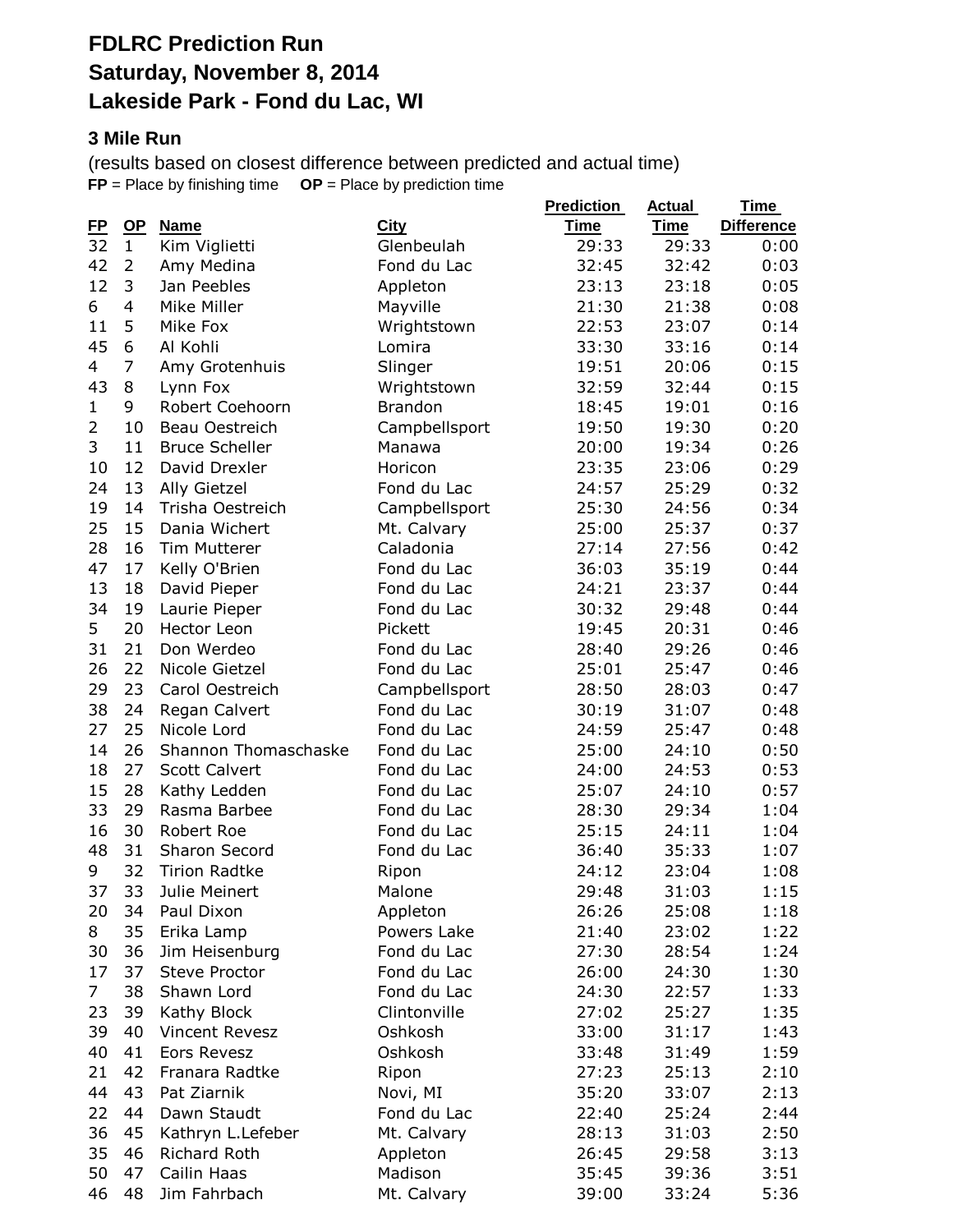# FDLRC Prediction Run
# Saturday, November 8, 2014
# Lakeside Park - Fond du Lac, WI

### 3 Mile Run

(results based on closest difference between predicted and actual time)
**FP** = Place by finishing time **OP** = Place by prediction time

| FP | OP | Name | City | Prediction Time | Actual Time | Time Difference |
|---|---|---|---|---|---|---|
| 32 | 1 | Kim Viglietti | Glenbeulah | 29:33 | 29:33 | 0:00 |
| 42 | 2 | Amy Medina | Fond du Lac | 32:45 | 32:42 | 0:03 |
| 12 | 3 | Jan Peebles | Appleton | 23:13 | 23:18 | 0:05 |
| 6 | 4 | Mike Miller | Mayville | 21:30 | 21:38 | 0:08 |
| 11 | 5 | Mike Fox | Wrightstown | 22:53 | 23:07 | 0:14 |
| 45 | 6 | Al Kohli | Lomira | 33:30 | 33:16 | 0:14 |
| 4 | 7 | Amy Grotenhuis | Slinger | 19:51 | 20:06 | 0:15 |
| 43 | 8 | Lynn Fox | Wrightstown | 32:59 | 32:44 | 0:15 |
| 1 | 9 | Robert Coehoorn | Brandon | 18:45 | 19:01 | 0:16 |
| 2 | 10 | Beau Oestreich | Campbellsport | 19:50 | 19:30 | 0:20 |
| 3 | 11 | Bruce Scheller | Manawa | 20:00 | 19:34 | 0:26 |
| 10 | 12 | David Drexler | Horicon | 23:35 | 23:06 | 0:29 |
| 24 | 13 | Ally Gietzel | Fond du Lac | 24:57 | 25:29 | 0:32 |
| 19 | 14 | Trisha Oestreich | Campbellsport | 25:30 | 24:56 | 0:34 |
| 25 | 15 | Dania Wichert | Mt. Calvary | 25:00 | 25:37 | 0:37 |
| 28 | 16 | Tim Mutterer | Caladonia | 27:14 | 27:56 | 0:42 |
| 47 | 17 | Kelly O'Brien | Fond du Lac | 36:03 | 35:19 | 0:44 |
| 13 | 18 | David Pieper | Fond du Lac | 24:21 | 23:37 | 0:44 |
| 34 | 19 | Laurie Pieper | Fond du Lac | 30:32 | 29:48 | 0:44 |
| 5 | 20 | Hector Leon | Pickett | 19:45 | 20:31 | 0:46 |
| 31 | 21 | Don Werdeo | Fond du Lac | 28:40 | 29:26 | 0:46 |
| 26 | 22 | Nicole Gietzel | Fond du Lac | 25:01 | 25:47 | 0:46 |
| 29 | 23 | Carol Oestreich | Campbellsport | 28:50 | 28:03 | 0:47 |
| 38 | 24 | Regan Calvert | Fond du Lac | 30:19 | 31:07 | 0:48 |
| 27 | 25 | Nicole Lord | Fond du Lac | 24:59 | 25:47 | 0:48 |
| 14 | 26 | Shannon Thomaschaske | Fond du Lac | 25:00 | 24:10 | 0:50 |
| 18 | 27 | Scott Calvert | Fond du Lac | 24:00 | 24:53 | 0:53 |
| 15 | 28 | Kathy Ledden | Fond du Lac | 25:07 | 24:10 | 0:57 |
| 33 | 29 | Rasma Barbee | Fond du Lac | 28:30 | 29:34 | 1:04 |
| 16 | 30 | Robert Roe | Fond du Lac | 25:15 | 24:11 | 1:04 |
| 48 | 31 | Sharon Secord | Fond du Lac | 36:40 | 35:33 | 1:07 |
| 9 | 32 | Tirion Radtke | Ripon | 24:12 | 23:04 | 1:08 |
| 37 | 33 | Julie Meinert | Malone | 29:48 | 31:03 | 1:15 |
| 20 | 34 | Paul Dixon | Appleton | 26:26 | 25:08 | 1:18 |
| 8 | 35 | Erika Lamp | Powers Lake | 21:40 | 23:02 | 1:22 |
| 30 | 36 | Jim Heisenburg | Fond du Lac | 27:30 | 28:54 | 1:24 |
| 17 | 37 | Steve Proctor | Fond du Lac | 26:00 | 24:30 | 1:30 |
| 7 | 38 | Shawn Lord | Fond du Lac | 24:30 | 22:57 | 1:33 |
| 23 | 39 | Kathy Block | Clintonville | 27:02 | 25:27 | 1:35 |
| 39 | 40 | Vincent Revesz | Oshkosh | 33:00 | 31:17 | 1:43 |
| 40 | 41 | Eors Revesz | Oshkosh | 33:48 | 31:49 | 1:59 |
| 21 | 42 | Franara Radtke | Ripon | 27:23 | 25:13 | 2:10 |
| 44 | 43 | Pat Ziarnik | Novi, MI | 35:20 | 33:07 | 2:13 |
| 22 | 44 | Dawn Staudt | Fond du Lac | 22:40 | 25:24 | 2:44 |
| 36 | 45 | Kathryn L.Lefeber | Mt. Calvary | 28:13 | 31:03 | 2:50 |
| 35 | 46 | Richard Roth | Appleton | 26:45 | 29:58 | 3:13 |
| 50 | 47 | Cailin Haas | Madison | 35:45 | 39:36 | 3:51 |
| 46 | 48 | Jim Fahrbach | Mt. Calvary | 39:00 | 33:24 | 5:36 |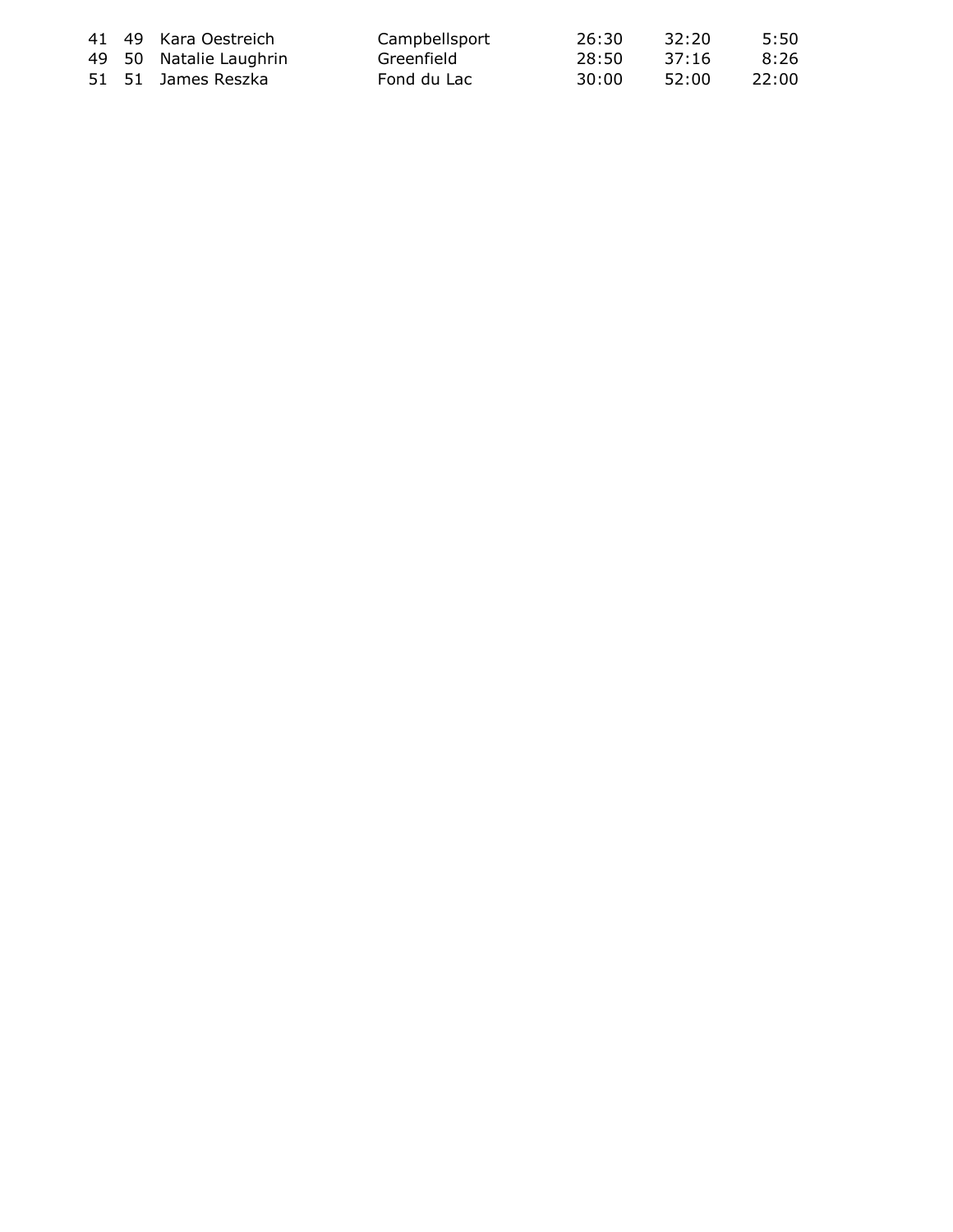| | | | | | | |
|---|---|---|---|---|---|---|
| 41 | 49 | Kara Oestreich | Campbellsport | 26:30 | 32:20 | 5:50 |
| 49 | 50 | Natalie Laughrin | Greenfield | 28:50 | 37:16 | 8:26 |
| 51 | 51 | James Reszka | Fond du Lac | 30:00 | 52:00 | 22:00 |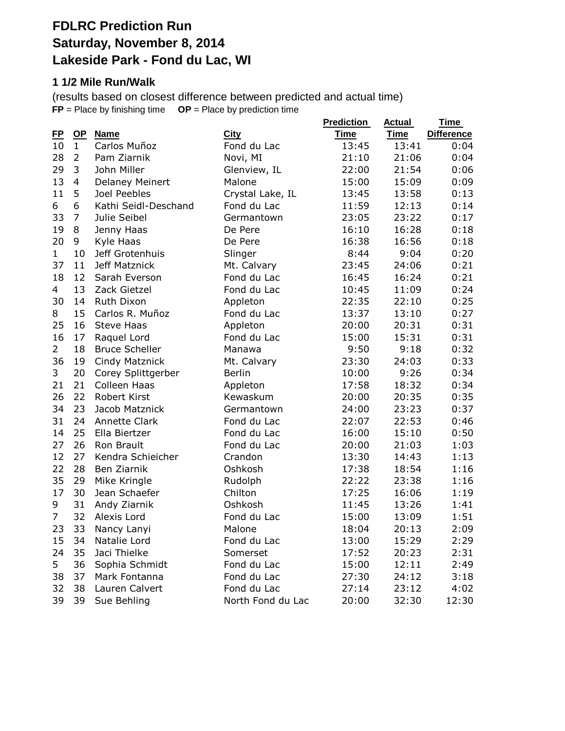# FDLRC Prediction Run
# Saturday, November 8, 2014
# Lakeside Park - Fond du Lac, WI

### 1 1/2 Mile Run/Walk

(results based on closest difference between predicted and actual time)
**FP** = Place by finishing time **OP** = Place by prediction time

| FP | OP | Name | City | Prediction Time | Actual Time | Time Difference |
|---|---|---|---|---|---|---|
| 10 | 1 | Carlos Muñoz | Fond du Lac | 13:45 | 13:41 | 0:04 |
| 28 | 2 | Pam Ziarnik | Novi, MI | 21:10 | 21:06 | 0:04 |
| 29 | 3 | John Miller | Glenview, IL | 22:00 | 21:54 | 0:06 |
| 13 | 4 | Delaney Meinert | Malone | 15:00 | 15:09 | 0:09 |
| 11 | 5 | Joel Peebles | Crystal Lake, IL | 13:45 | 13:58 | 0:13 |
| 6 | 6 | Kathi Seidl-Deschand | Fond du Lac | 11:59 | 12:13 | 0:14 |
| 33 | 7 | Julie Seibel | Germantown | 23:05 | 23:22 | 0:17 |
| 19 | 8 | Jenny Haas | De Pere | 16:10 | 16:28 | 0:18 |
| 20 | 9 | Kyle Haas | De Pere | 16:38 | 16:56 | 0:18 |
| 1 | 10 | Jeff Grotenhuis | Slinger | 8:44 | 9:04 | 0:20 |
| 37 | 11 | Jeff Matznick | Mt. Calvary | 23:45 | 24:06 | 0:21 |
| 18 | 12 | Sarah Everson | Fond du Lac | 16:45 | 16:24 | 0:21 |
| 4 | 13 | Zack Gietzel | Fond du Lac | 10:45 | 11:09 | 0:24 |
| 30 | 14 | Ruth Dixon | Appleton | 22:35 | 22:10 | 0:25 |
| 8 | 15 | Carlos R. Muñoz | Fond du Lac | 13:37 | 13:10 | 0:27 |
| 25 | 16 | Steve Haas | Appleton | 20:00 | 20:31 | 0:31 |
| 16 | 17 | Raquel Lord | Fond du Lac | 15:00 | 15:31 | 0:31 |
| 2 | 18 | Bruce Scheller | Manawa | 9:50 | 9:18 | 0:32 |
| 36 | 19 | Cindy Matznick | Mt. Calvary | 23:30 | 24:03 | 0:33 |
| 3 | 20 | Corey Splittgerber | Berlin | 10:00 | 9:26 | 0:34 |
| 21 | 21 | Colleen Haas | Appleton | 17:58 | 18:32 | 0:34 |
| 26 | 22 | Robert Kirst | Kewaskum | 20:00 | 20:35 | 0:35 |
| 34 | 23 | Jacob Matznick | Germantown | 24:00 | 23:23 | 0:37 |
| 31 | 24 | Annette Clark | Fond du Lac | 22:07 | 22:53 | 0:46 |
| 14 | 25 | Ella Biertzer | Fond du Lac | 16:00 | 15:10 | 0:50 |
| 27 | 26 | Ron Brault | Fond du Lac | 20:00 | 21:03 | 1:03 |
| 12 | 27 | Kendra Schieicher | Crandon | 13:30 | 14:43 | 1:13 |
| 22 | 28 | Ben Ziarnik | Oshkosh | 17:38 | 18:54 | 1:16 |
| 35 | 29 | Mike Kringle | Rudolph | 22:22 | 23:38 | 1:16 |
| 17 | 30 | Jean Schaefer | Chilton | 17:25 | 16:06 | 1:19 |
| 9 | 31 | Andy Ziarnik | Oshkosh | 11:45 | 13:26 | 1:41 |
| 7 | 32 | Alexis Lord | Fond du Lac | 15:00 | 13:09 | 1:51 |
| 23 | 33 | Nancy Lanyi | Malone | 18:04 | 20:13 | 2:09 |
| 15 | 34 | Natalie Lord | Fond du Lac | 13:00 | 15:29 | 2:29 |
| 24 | 35 | Jaci Thielke | Somerset | 17:52 | 20:23 | 2:31 |
| 5 | 36 | Sophia Schmidt | Fond du Lac | 15:00 | 12:11 | 2:49 |
| 38 | 37 | Mark Fontanna | Fond du Lac | 27:30 | 24:12 | 3:18 |
| 32 | 38 | Lauren Calvert | Fond du Lac | 27:14 | 23:12 | 4:02 |
| 39 | 39 | Sue Behling | North Fond du Lac | 20:00 | 32:30 | 12:30 |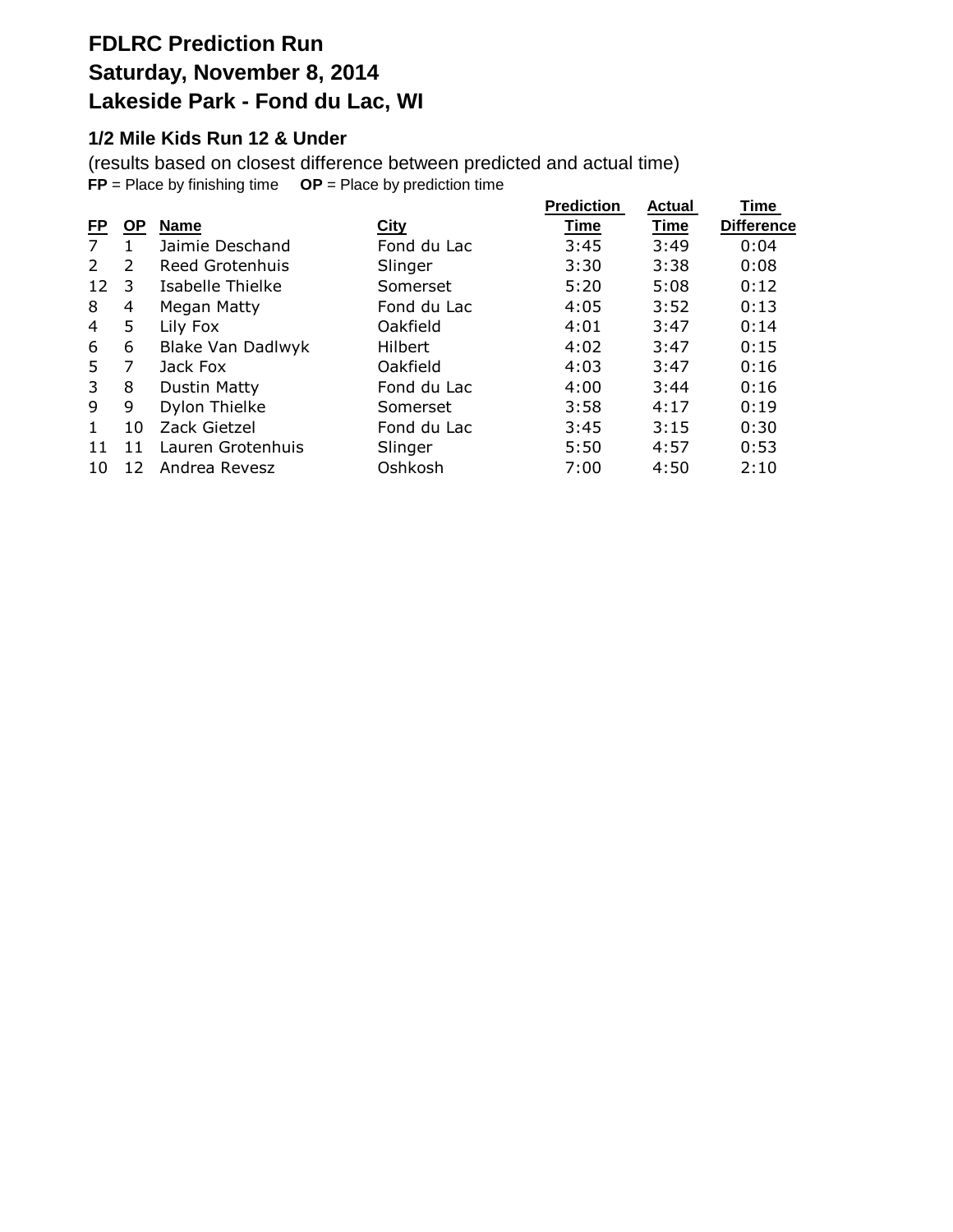# FDLRC Prediction Run
# Saturday, November 8, 2014
# Lakeside Park - Fond du Lac, WI

### 1/2 Mile Kids Run 12 & Under

(results based on closest difference between predicted and actual time)
**FP** = Place by finishing time **OP** = Place by prediction time

| FP | OP | Name | City | Prediction Time | Actual Time | Time Difference |
|---|---|---|---|---|---|---|
| 7 | 1 | Jaimie Deschand | Fond du Lac | 3:45 | 3:49 | 0:04 |
| 2 | 2 | Reed Grotenhuis | Slinger | 3:30 | 3:38 | 0:08 |
| 12 | 3 | Isabelle Thielke | Somerset | 5:20 | 5:08 | 0:12 |
| 8 | 4 | Megan Matty | Fond du Lac | 4:05 | 3:52 | 0:13 |
| 4 | 5 | Lily Fox | Oakfield | 4:01 | 3:47 | 0:14 |
| 6 | 6 | Blake Van Dadlwyk | Hilbert | 4:02 | 3:47 | 0:15 |
| 5 | 7 | Jack Fox | Oakfield | 4:03 | 3:47 | 0:16 |
| 3 | 8 | Dustin Matty | Fond du Lac | 4:00 | 3:44 | 0:16 |
| 9 | 9 | Dylon Thielke | Somerset | 3:58 | 4:17 | 0:19 |
| 1 | 10 | Zack Gietzel | Fond du Lac | 3:45 | 3:15 | 0:30 |
| 11 | 11 | Lauren Grotenhuis | Slinger | 5:50 | 4:57 | 0:53 |
| 10 | 12 | Andrea Revesz | Oshkosh | 7:00 | 4:50 | 2:10 |